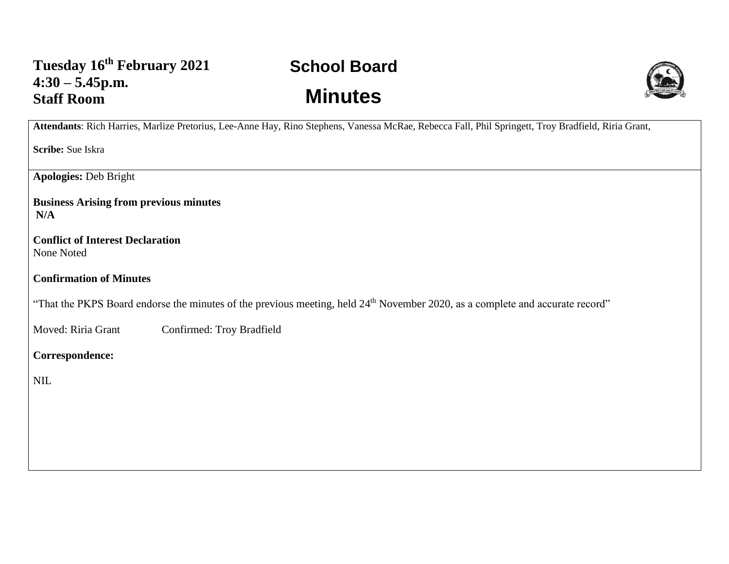**Tuesday 16th February 2021**
**4:30 – 5.45p.m.**
**Staff Room**

# School Board

# Minutes

**Attendants**: Rich Harries, Marlize Pretorius, Lee-Anne Hay, Rino Stephens, Vanessa McRae, Rebecca Fall, Phil Springett, Troy Bradfield, Riria Grant,

**Scribe:** Sue Iskra

**Apologies:** Deb Bright

**Business Arising from previous minutes**
**N/A**

**Conflict of Interest Declaration**
None Noted

**Confirmation of Minutes**

"That the PKPS Board endorse the minutes of the previous meeting, held 24th November 2020, as a complete and accurate record"

Moved: Riria Grant    Confirmed: Troy Bradfield

**Correspondence:**

NIL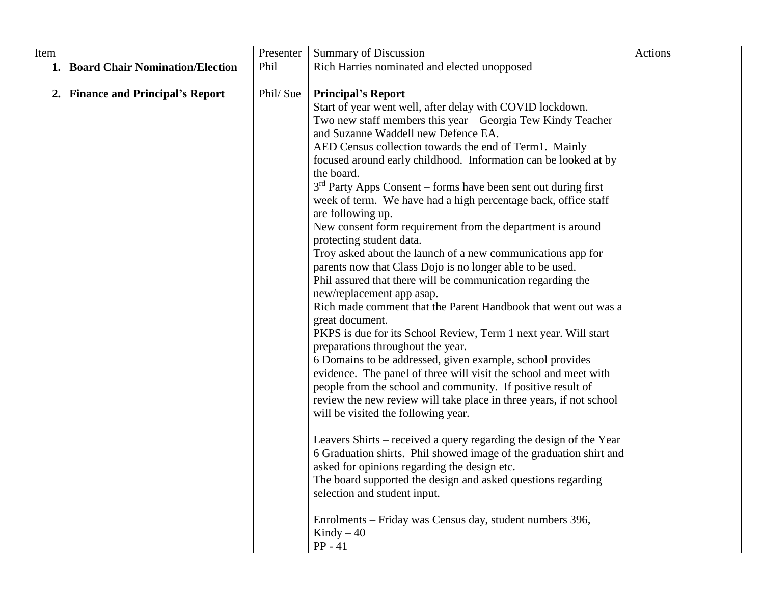| Item | Presenter | Summary of Discussion | Actions |
|---|---|---|---|
| **1. Board Chair Nomination/Election** | Phil | Rich Harries nominated and elected unopposed | |
| **2. Finance and Principal's Report** | Phil/ Sue | **Principal's Report**<br>Start of year went well, after delay with COVID lockdown.<br>Two new staff members this year – Georgia Tew Kindy Teacher and Suzanne Waddell new Defence EA.<br>AED Census collection towards the end of Term1. Mainly focused around early childhood. Information can be looked at by the board.<br>3rd Party Apps Consent – forms have been sent out during first week of term. We have had a high percentage back, office staff are following up.<br>New consent form requirement from the department is around protecting student data.<br>Troy asked about the launch of a new communications app for parents now that Class Dojo is no longer able to be used.<br>Phil assured that there will be communication regarding the new/replacement app asap.<br>Rich made comment that the Parent Handbook that went out was a great document.<br>PKPS is due for its School Review, Term 1 next year. Will start preparations throughout the year.<br>6 Domains to be addressed, given example, school provides evidence. The panel of three will visit the school and meet with people from the school and community. If positive result of review the new review will take place in three years, if not school will be visited the following year.<br><br>Leavers Shirts – received a query regarding the design of the Year 6 Graduation shirts. Phil showed image of the graduation shirt and asked for opinions regarding the design etc.<br>The board supported the design and asked questions regarding selection and student input.<br><br>Enrolments – Friday was Census day, student numbers 396,<br>Kindy – 40<br>PP - 41 | |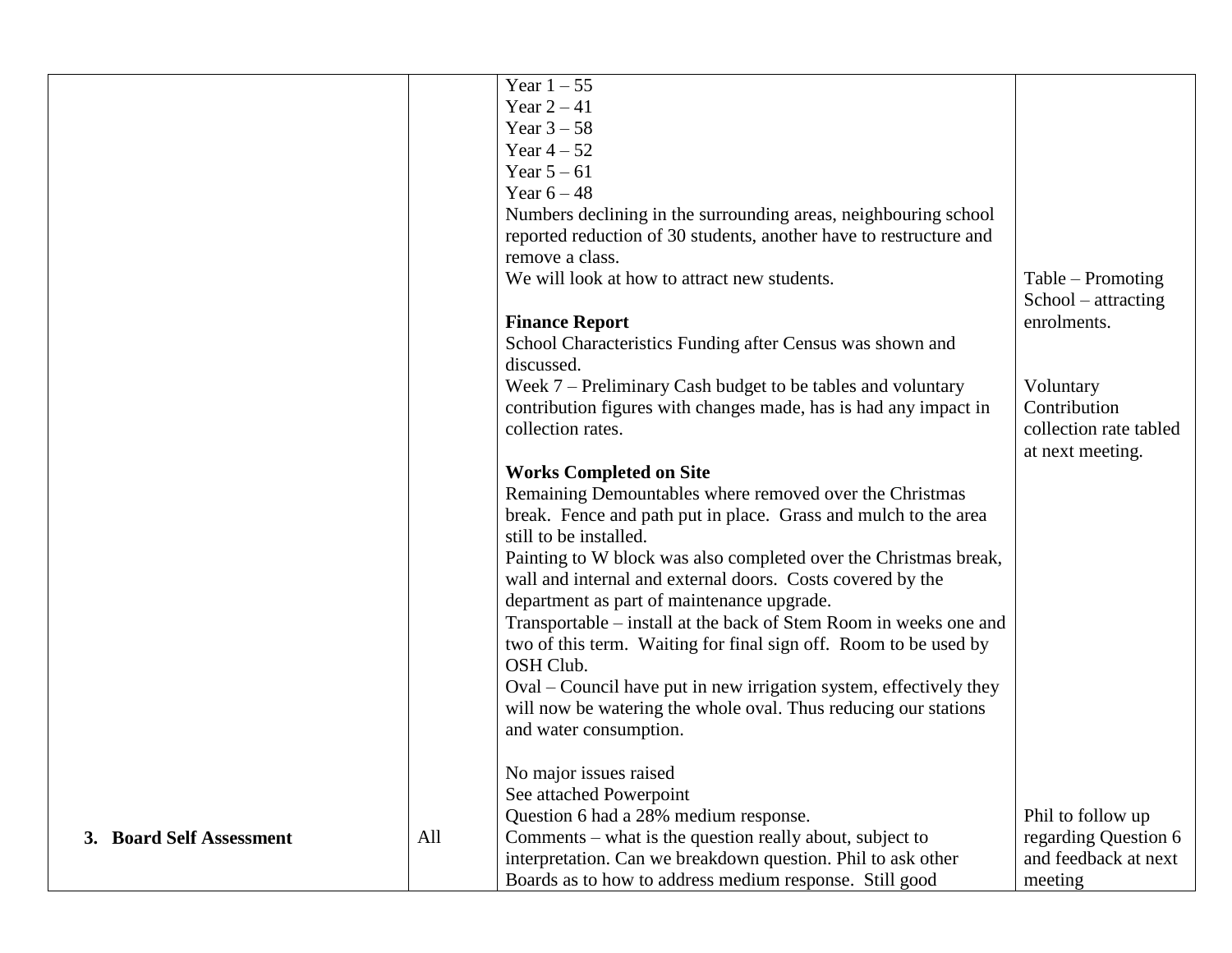| | | | |
|---|---|---|---|
| | | Year 1 – 55<br>Year 2 – 41<br>Year 3 – 58<br>Year 4 – 52<br>Year 5 – 61<br>Year 6 – 48<br>Numbers declining in the surrounding areas, neighbouring school reported reduction of 30 students, another have to restructure and remove a class.<br>We will look at how to attract new students.<br><br>**Finance Report**<br>School Characteristics Funding after Census was shown and discussed.<br>Week 7 – Preliminary Cash budget to be tables and voluntary contribution figures with changes made, has is had any impact in collection rates.<br><br>**Works Completed on Site**<br>Remaining Demountables where removed over the Christmas break. Fence and path put in place. Grass and mulch to the area still to be installed.<br>Painting to W block was also completed over the Christmas break, wall and internal and external doors. Costs covered by the department as part of maintenance upgrade.<br>Transportable – install at the back of Stem Room in weeks one and two of this term. Waiting for final sign off. Room to be used by OSH Club.<br>Oval – Council have put in new irrigation system, effectively they will now be watering the whole oval. Thus reducing our stations and water consumption.<br><br>No major issues raised | Table – Promoting School – attracting enrolments.<br><br>Voluntary Contribution collection rate tabled at next meeting. |
| **3. Board Self Assessment** | All | See attached Powerpoint<br>Question 6 had a 28% medium response.<br>Comments – what is the question really about, subject to interpretation. Can we breakdown question. Phil to ask other Boards as to how to address medium response. Still good | Phil to follow up regarding Question 6 and feedback at next meeting |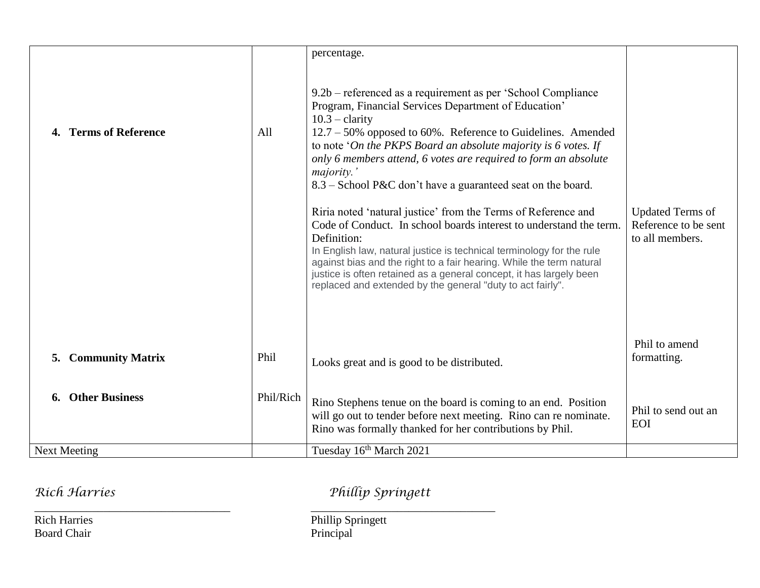| | | | |
|---|---|---|---|
| **4. Terms of Reference** | All | percentage.<br><br>9.2b – referenced as a requirement as per 'School Compliance Program, Financial Services Department of Education'<br>10.3 – clarity<br>12.7 – 50% opposed to 60%. Reference to Guidelines. Amended to note '*On the PKPS Board an absolute majority is 6 votes. If only 6 members attend, 6 votes are required to form an absolute majority.'*<br>8.3 – School P&C don't have a guaranteed seat on the board.<br><br>Riria noted 'natural justice' from the Terms of Reference and Code of Conduct. In school boards interest to understand the term. Definition:<br>In English law, natural justice is technical terminology for the rule against bias and the right to a fair hearing. While the term natural justice is often retained as a general concept, it has largely been replaced and extended by the general "duty to act fairly". | Updated Terms of Reference to be sent to all members. |
| **5. Community Matrix** | Phil | Looks great and is good to be distributed. | Phil to amend formatting. |
| **6. Other Business** | Phil/Rich | Rino Stephens tenue on the board is coming to an end. Position will go out to tender before next meeting. Rino can re nominate. Rino was formally thanked for her contributions by Phil. | Phil to send out an EOI |
| Next Meeting | | Tuesday 16th March 2021 | |

*Rich Harries*

Rich Harries
Board Chair

*Phillip Springett*

Phillip Springett
Principal